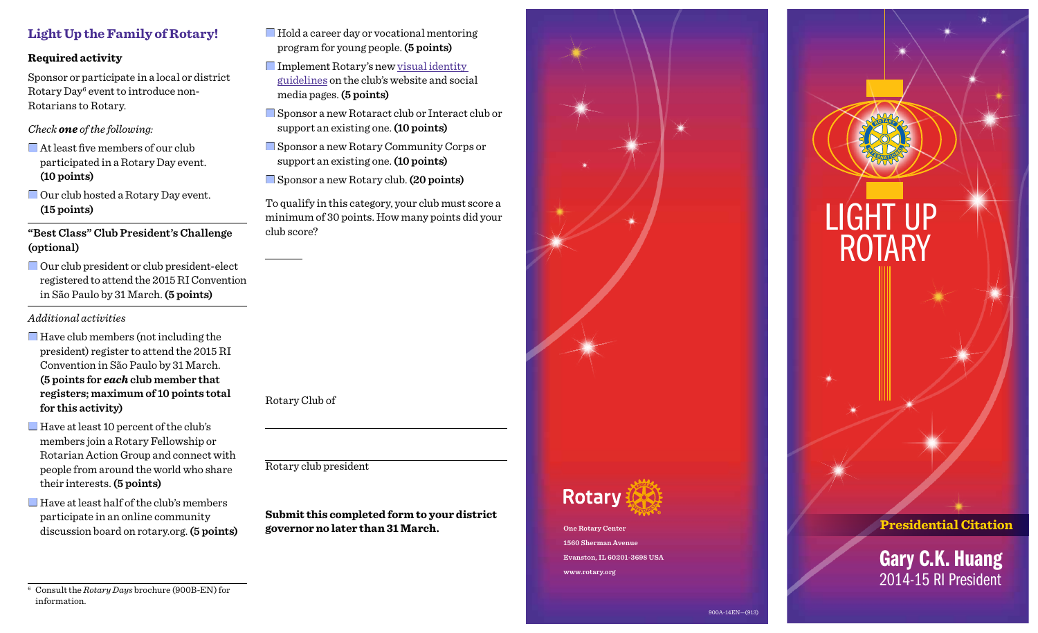## Light Up the Family of Rotary!

**Required activity**

Sponsor or participate in a local or district Rotary Day[6] event to introduce non-Rotarians to Rotary.

*Check **one** of the following:*

- ☐ At least five members of our club participated in a Rotary Day event. **(10 points)**
- ☐ Our club hosted a Rotary Day event. **(15 points)**

**"Best Class" Club President's Challenge (optional)**

- ☐ Our club president or club president-elect registered to attend the 2015 RI Convention in São Paulo by 31 March. **(5 points)**

*Additional activities*

- ☐ Have club members (not including the president) register to attend the 2015 RI Convention in São Paulo by 31 March. **(5 points for *each* club member that registers; maximum of 10 points total for this activity)**
- ☐ Have at least 10 percent of the club's members join a Rotary Fellowship or Rotarian Action Group and connect with people from around the world who share their interests. **(5 points)**
- ☐ Have at least half of the club's members participate in an online community discussion board on rotary.org. **(5 points)**
- ☐ Hold a career day or vocational mentoring program for young people. **(5 points)**
- ☐ Implement Rotary's new visual identity guidelines on the club's website and social media pages. **(5 points)**
- ☐ Sponsor a new Rotaract club or Interact club or support an existing one. **(10 points)**
- ☐ Sponsor a new Rotary Community Corps or support an existing one. **(10 points)**
- ☐ Sponsor a new Rotary club. **(20 points)**

To qualify in this category, your club must score a minimum of 30 points. How many points did your club score?

______

Rotary Club of

____________________________________

____________________________________

Rotary club president

**Submit this completed form to your district governor no later than 31 March.**

[6] Consult the *Rotary Days* brochure (900B-EN) for information.

Rotary

One Rotary Center
1560 Sherman Avenue
Evanston, IL 60201-3698 USA
www.rotary.org

900A-14EN—(913)

# LIGHT UP ROTARY

**Presidential Citation**

**Gary C.K. Huang**
2014-15 RI President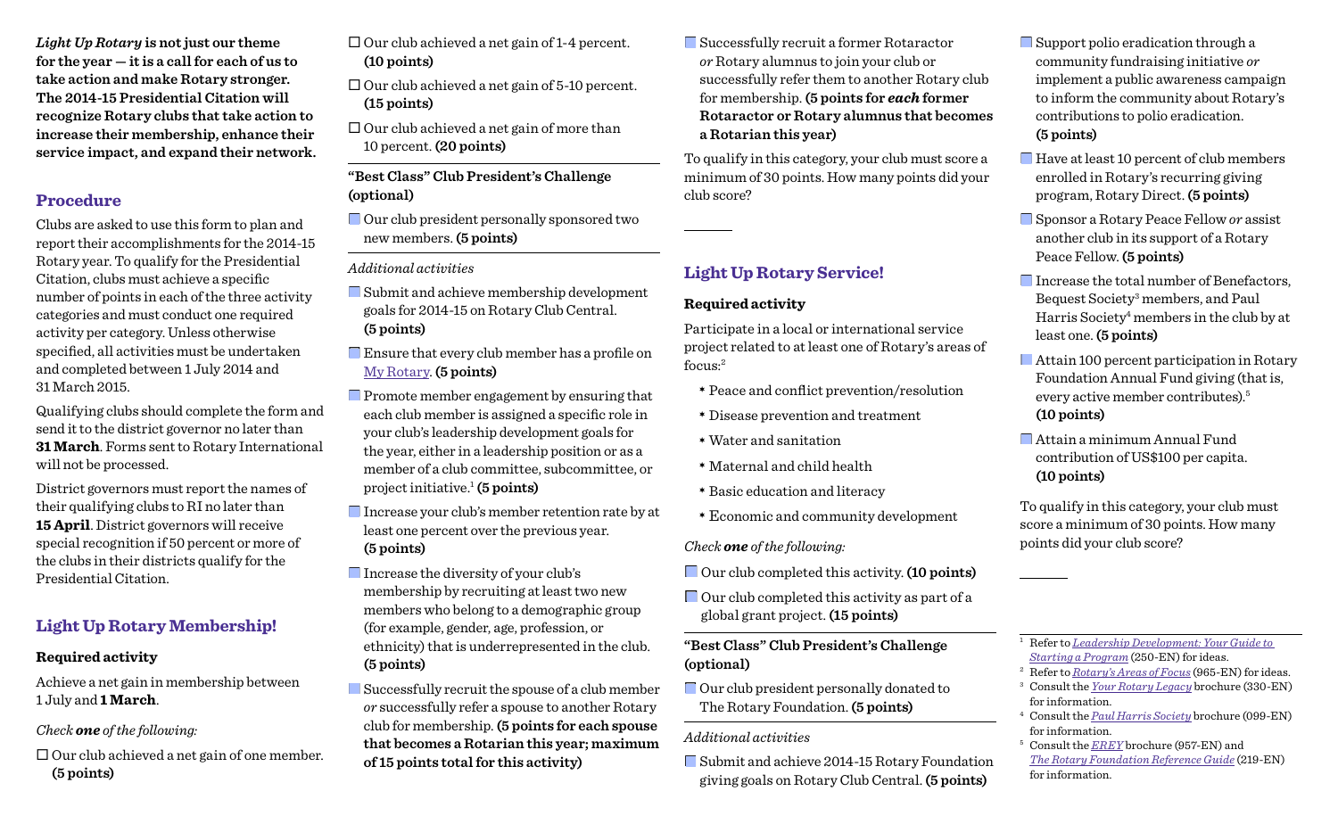***Light Up Rotary* is not just our theme for the year — it is a call for each of us to take action and make Rotary stronger. The 2014-15 Presidential Citation will recognize Rotary clubs that take action to increase their membership, enhance their service impact, and expand their network.**

## Procedure

Clubs are asked to use this form to plan and report their accomplishments for the 2014-15 Rotary year. To qualify for the Presidential Citation, clubs must achieve a specific number of points in each of the three activity categories and must conduct one required activity per category. Unless otherwise specified, all activities must be undertaken and completed between 1 July 2014 and 31 March 2015.

Qualifying clubs should complete the form and send it to the district governor no later than **31 March**. Forms sent to Rotary International will not be processed.

District governors must report the names of their qualifying clubs to RI no later than **15 April**. District governors will receive special recognition if 50 percent or more of the clubs in their districts qualify for the Presidential Citation.

## Light Up Rotary Membership!

**Required activity**

Achieve a net gain in membership between 1 July and **1 March**.

*Check **one** of the following:*

- ☐ Our club achieved a net gain of one member. **(5 points)**
- ☐ Our club achieved a net gain of 1-4 percent. **(10 points)**
- ☐ Our club achieved a net gain of 5-10 percent. **(15 points)**
- ☐ Our club achieved a net gain of more than 10 percent. **(20 points)**

**"Best Class" Club President's Challenge (optional)**

- ☐ Our club president personally sponsored two new members. **(5 points)**

*Additional activities*

- ☐ Submit and achieve membership development goals for 2014-15 on Rotary Club Central. **(5 points)**
- ☐ Ensure that every club member has a profile on My Rotary. **(5 points)**
- ☐ Promote member engagement by ensuring that each club member is assigned a specific role in your club's leadership development goals for the year, either in a leadership position or as a member of a club committee, subcommittee, or project initiative.[1] **(5 points)**
- ☐ Increase your club's member retention rate by at least one percent over the previous year. **(5 points)**
- ☐ Increase the diversity of your club's membership by recruiting at least two new members who belong to a demographic group (for example, gender, age, profession, or ethnicity) that is underrepresented in the club. **(5 points)**
- ☐ Successfully recruit the spouse of a club member *or* successfully refer a spouse to another Rotary club for membership. **(5 points for each spouse that becomes a Rotarian this year; maximum of 15 points total for this activity)**
- ☐ Successfully recruit a former Rotaractor *or* Rotary alumnus to join your club or successfully refer them to another Rotary club for membership. **(5 points for *each* former Rotaractor or Rotary alumnus that becomes a Rotarian this year)**

To qualify in this category, your club must score a minimum of 30 points. How many points did your club score?

______

## Light Up Rotary Service!

**Required activity**

Participate in a local or international service project related to at least one of Rotary's areas of focus:[2]

- Peace and conflict prevention/resolution
- Disease prevention and treatment
- Water and sanitation
- Maternal and child health
- Basic education and literacy
- Economic and community development

*Check **one** of the following:*

- ☐ Our club completed this activity. **(10 points)**
- ☐ Our club completed this activity as part of a global grant project. **(15 points)**

**"Best Class" Club President's Challenge (optional)**

- ☐ Our club president personally donated to The Rotary Foundation. **(5 points)**

*Additional activities*

- ☐ Submit and achieve 2014-15 Rotary Foundation giving goals on Rotary Club Central. **(5 points)**
- ☐ Support polio eradication through a community fundraising initiative *or* implement a public awareness campaign to inform the community about Rotary's contributions to polio eradication. **(5 points)**
- ☐ Have at least 10 percent of club members enrolled in Rotary's recurring giving program, Rotary Direct. **(5 points)**
- ☐ Sponsor a Rotary Peace Fellow *or* assist another club in its support of a Rotary Peace Fellow. **(5 points)**
- ☐ Increase the total number of Benefactors, Bequest Society[3] members, and Paul Harris Society[4] members in the club by at least one. **(5 points)**
- ☐ Attain 100 percent participation in Rotary Foundation Annual Fund giving (that is, every active member contributes).[5] **(10 points)**
- ☐ Attain a minimum Annual Fund contribution of US$100 per capita. **(10 points)**

To qualify in this category, your club must score a minimum of 30 points. How many points did your club score?

______

---

[1] Refer to *Leadership Development: Your Guide to Starting a Program* (250-EN) for ideas.
[2] Refer to *Rotary's Areas of Focus* (965-EN) for ideas.
[3] Consult the *Your Rotary Legacy* brochure (330-EN) for information.
[4] Consult the *Paul Harris Society* brochure (099-EN) for information.
[5] Consult the *EREY* brochure (957-EN) and *The Rotary Foundation Reference Guide* (219-EN) for information.